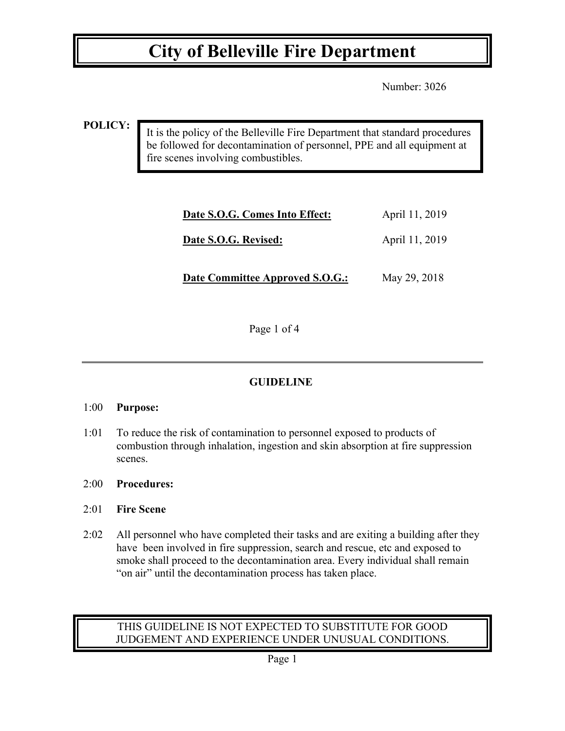# City of Belleville Fire Department

Number: 3026

**POLICY:**

It is the policy of the Belleville Fire Department that standard procedures be followed for decontamination of personnel, PPE and all equipment at fire scenes involving combustibles.

| | |
|---|---|
| **Date S.O.G. Comes Into Effect:** | April 11, 2019 |
| **Date S.O.G. Revised:** | April 11, 2019 |
| **Date Committee Approved S.O.G.:** | May 29, 2018 |

Page 1 of 4

---

## GUIDELINE

1:00 **Purpose:**

1:01 To reduce the risk of contamination to personnel exposed to products of combustion through inhalation, ingestion and skin absorption at fire suppression scenes.

2:00 **Procedures:**

2:01 **Fire Scene**

2:02 All personnel who have completed their tasks and are exiting a building after they have been involved in fire suppression, search and rescue, etc and exposed to smoke shall proceed to the decontamination area. Every individual shall remain "on air" until the decontamination process has taken place.

THIS GUIDELINE IS NOT EXPECTED TO SUBSTITUTE FOR GOOD JUDGEMENT AND EXPERIENCE UNDER UNUSUAL CONDITIONS.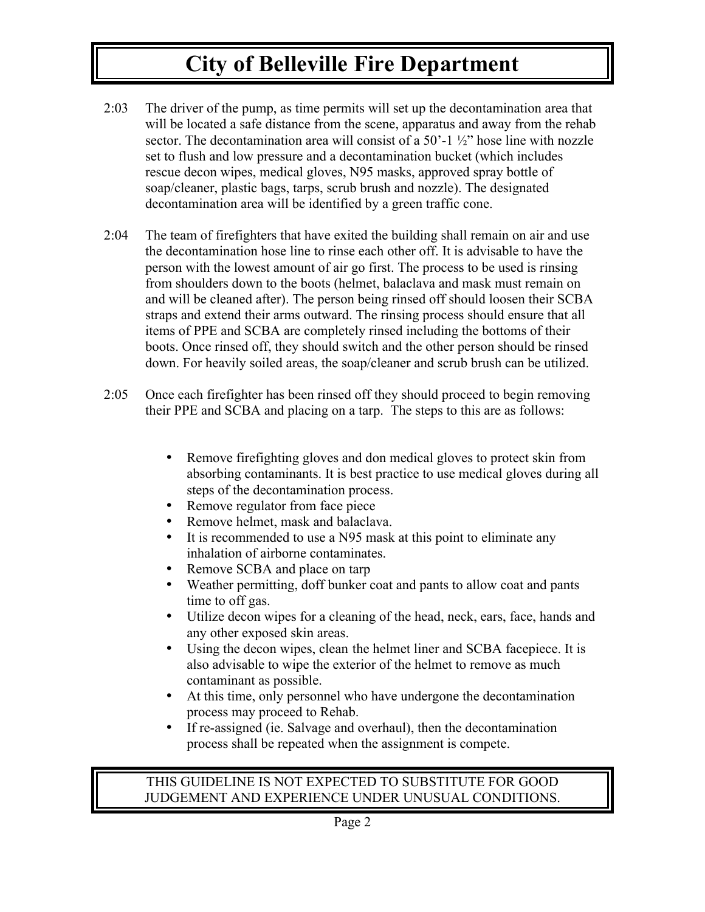2:03 The driver of the pump, as time permits will set up the decontamination area that will be located a safe distance from the scene, apparatus and away from the rehab sector. The decontamination area will consist of a 50'-1 ½" hose line with nozzle set to flush and low pressure and a decontamination bucket (which includes rescue decon wipes, medical gloves, N95 masks, approved spray bottle of soap/cleaner, plastic bags, tarps, scrub brush and nozzle). The designated decontamination area will be identified by a green traffic cone.

2:04 The team of firefighters that have exited the building shall remain on air and use the decontamination hose line to rinse each other off. It is advisable to have the person with the lowest amount of air go first. The process to be used is rinsing from shoulders down to the boots (helmet, balaclava and mask must remain on and will be cleaned after). The person being rinsed off should loosen their SCBA straps and extend their arms outward. The rinsing process should ensure that all items of PPE and SCBA are completely rinsed including the bottoms of their boots. Once rinsed off, they should switch and the other person should be rinsed down. For heavily soiled areas, the soap/cleaner and scrub brush can be utilized.

2:05 Once each firefighter has been rinsed off they should proceed to begin removing their PPE and SCBA and placing on a tarp. The steps to this are as follows:

- Remove firefighting gloves and don medical gloves to protect skin from absorbing contaminants. It is best practice to use medical gloves during all steps of the decontamination process.
- Remove regulator from face piece
- Remove helmet, mask and balaclava.
- It is recommended to use a N95 mask at this point to eliminate any inhalation of airborne contaminates.
- Remove SCBA and place on tarp
- Weather permitting, doff bunker coat and pants to allow coat and pants time to off gas.
- Utilize decon wipes for a cleaning of the head, neck, ears, face, hands and any other exposed skin areas.
- Using the decon wipes, clean the helmet liner and SCBA facepiece. It is also advisable to wipe the exterior of the helmet to remove as much contaminant as possible.
- At this time, only personnel who have undergone the decontamination process may proceed to Rehab.
- If re-assigned (ie. Salvage and overhaul), then the decontamination process shall be repeated when the assignment is compete.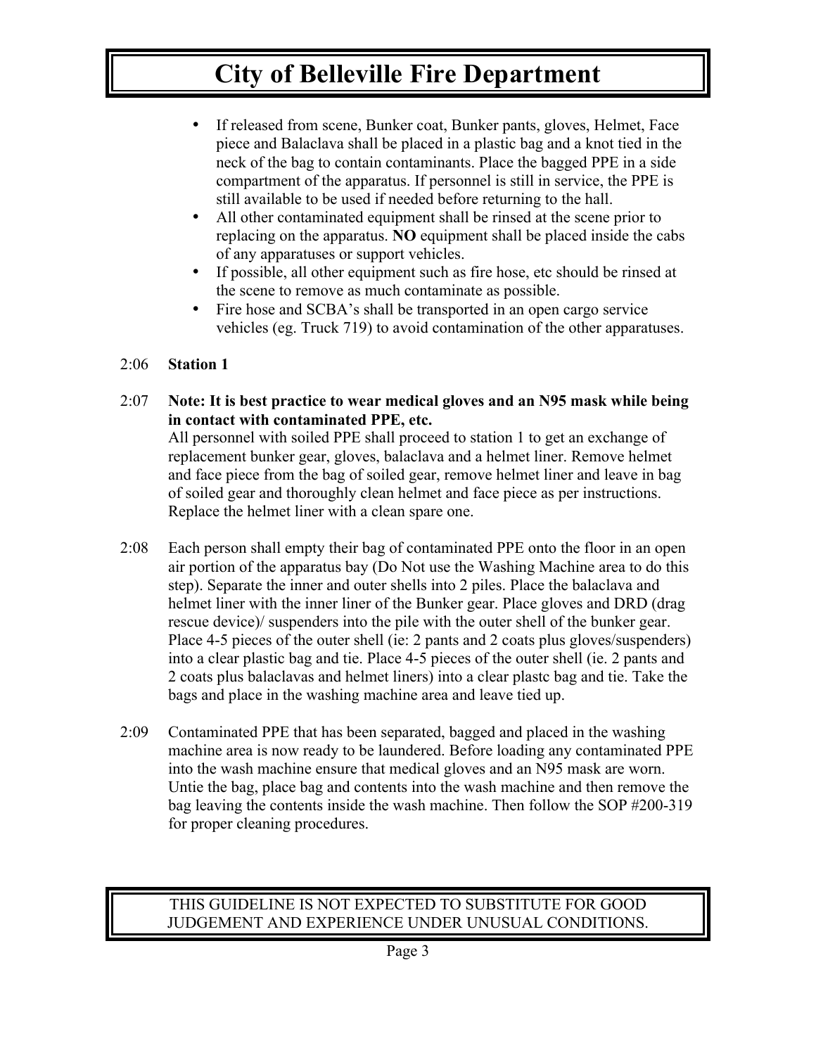- If released from scene, Bunker coat, Bunker pants, gloves, Helmet, Face piece and Balaclava shall be placed in a plastic bag and a knot tied in the neck of the bag to contain contaminants. Place the bagged PPE in a side compartment of the apparatus. If personnel is still in service, the PPE is still available to be used if needed before returning to the hall.
- All other contaminated equipment shall be rinsed at the scene prior to replacing on the apparatus. **NO** equipment shall be placed inside the cabs of any apparatuses or support vehicles.
- If possible, all other equipment such as fire hose, etc should be rinsed at the scene to remove as much contaminate as possible.
- Fire hose and SCBA's shall be transported in an open cargo service vehicles (eg. Truck 719) to avoid contamination of the other apparatuses.

2:06 **Station 1**

2:07 **Note: It is best practice to wear medical gloves and an N95 mask while being in contact with contaminated PPE, etc.**
All personnel with soiled PPE shall proceed to station 1 to get an exchange of replacement bunker gear, gloves, balaclava and a helmet liner. Remove helmet and face piece from the bag of soiled gear, remove helmet liner and leave in bag of soiled gear and thoroughly clean helmet and face piece as per instructions. Replace the helmet liner with a clean spare one.

2:08 Each person shall empty their bag of contaminated PPE onto the floor in an open air portion of the apparatus bay (Do Not use the Washing Machine area to do this step). Separate the inner and outer shells into 2 piles. Place the balaclava and helmet liner with the inner liner of the Bunker gear. Place gloves and DRD (drag rescue device)/ suspenders into the pile with the outer shell of the bunker gear. Place 4-5 pieces of the outer shell (ie: 2 pants and 2 coats plus gloves/suspenders) into a clear plastic bag and tie. Place 4-5 pieces of the outer shell (ie. 2 pants and 2 coats plus balaclavas and helmet liners) into a clear plastc bag and tie. Take the bags and place in the washing machine area and leave tied up.

2:09 Contaminated PPE that has been separated, bagged and placed in the washing machine area is now ready to be laundered. Before loading any contaminated PPE into the wash machine ensure that medical gloves and an N95 mask are worn. Untie the bag, place bag and contents into the wash machine and then remove the bag leaving the contents inside the wash machine. Then follow the SOP #200-319 for proper cleaning procedures.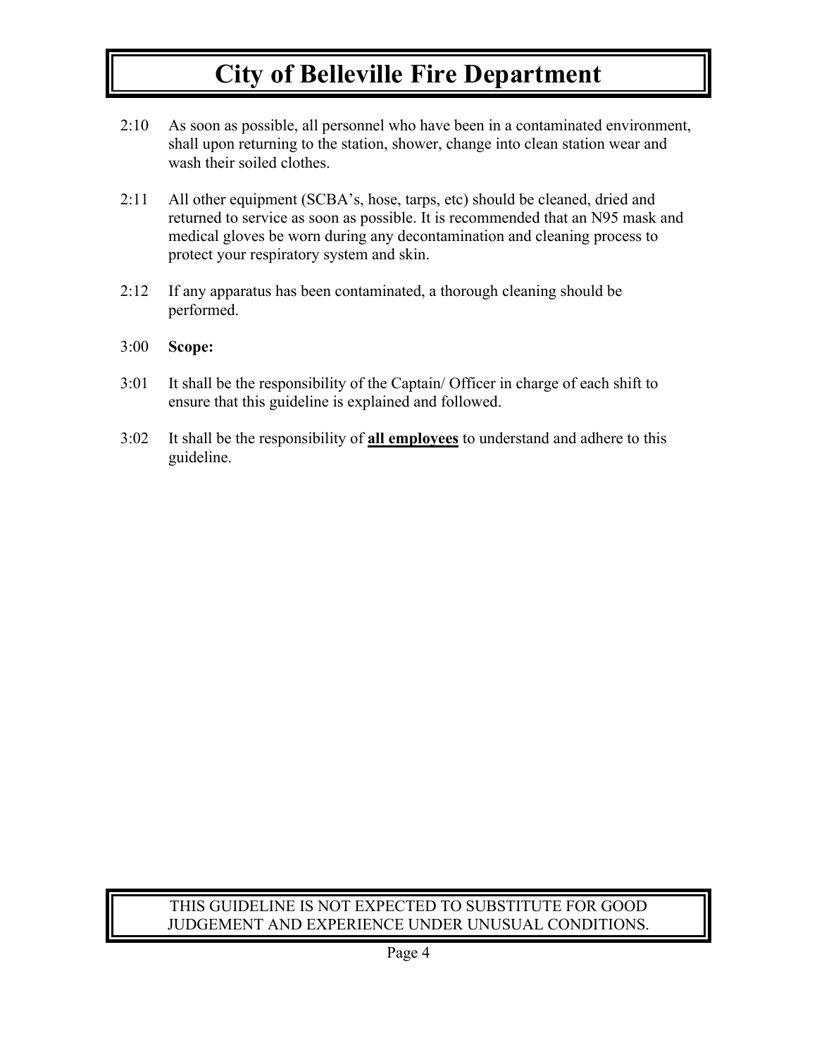2:10 As soon as possible, all personnel who have been in a contaminated environment, shall upon returning to the station, shower, change into clean station wear and wash their soiled clothes.

2:11 All other equipment (SCBA's, hose, tarps, etc) should be cleaned, dried and returned to service as soon as possible. It is recommended that an N95 mask and medical gloves be worn during any decontamination and cleaning process to protect your respiratory system and skin.

2:12 If any apparatus has been contaminated, a thorough cleaning should be performed.

3:00 **Scope:**

3:01 It shall be the responsibility of the Captain/ Officer in charge of each shift to ensure that this guideline is explained and followed.

3:02 It shall be the responsibility of **<u>all employees</u>** to understand and adhere to this guideline.